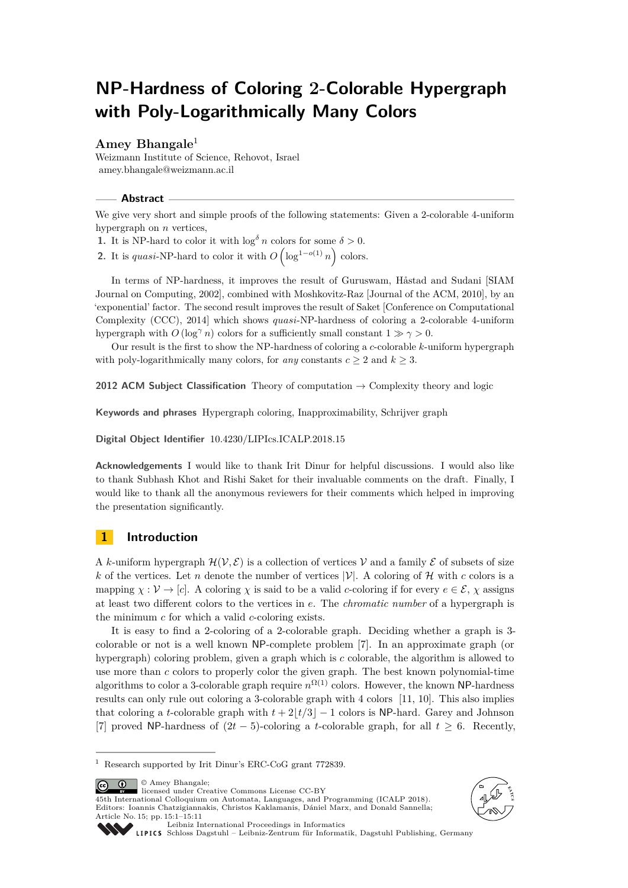# NP-Hardness of Coloring 2-Colorable Hypergraph with Poly-Logarithmically Many Colors

**Amey Bhangale**[1]

Weizmann Institute of Science, Rehovot, Israel
amey.bhangale@weizmann.ac.il

## Abstract

We give very short and simple proofs of the following statements: Given a 2-colorable 4-uniform hypergraph on $n$ vertices,

1. It is NP-hard to color it with $\log^{\delta} n$ colors for some $\delta > 0$.
2. It is *quasi*-NP-hard to color it with $O\left(\log^{1-o(1)} n\right)$ colors.

In terms of NP-hardness, it improves the result of Guruswam, Håstad and Sudani [SIAM Journal on Computing, 2002], combined with Moshkovitz-Raz [Journal of the ACM, 2010], by an 'exponential' factor. The second result improves the result of Saket [Conference on Computational Complexity (CCC), 2014] which shows *quasi*-NP-hardness of coloring a 2-colorable 4-uniform hypergraph with $O(\log^{\gamma} n)$ colors for a sufficiently small constant $1 \gg \gamma > 0$.

Our result is the first to show the NP-hardness of coloring a $c$-colorable $k$-uniform hypergraph with poly-logarithmically many colors, for *any* constants $c \geq 2$ and $k \geq 3$.

**2012 ACM Subject Classification** Theory of computation → Complexity theory and logic

**Keywords and phrases** Hypergraph coloring, Inapproximability, Schrijver graph

**Digital Object Identifier** 10.4230/LIPIcs.ICALP.2018.15

**Acknowledgements** I would like to thank Irit Dinur for helpful discussions. I would also like to thank Subhash Khot and Rishi Saket for their invaluable comments on the draft. Finally, I would like to thank all the anonymous reviewers for their comments which helped in improving the presentation significantly.

## 1 Introduction

A $k$-uniform hypergraph $\mathcal{H}(\mathcal{V}, \mathcal{E})$ is a collection of vertices $\mathcal{V}$ and a family $\mathcal{E}$ of subsets of size $k$ of the vertices. Let $n$ denote the number of vertices $|\mathcal{V}|$. A coloring of $\mathcal{H}$ with $c$ colors is a mapping $\chi : \mathcal{V} \to [c]$. A coloring $\chi$ is said to be a valid $c$-coloring if for every $e \in \mathcal{E}$, $\chi$ assigns at least two different colors to the vertices in $e$. The *chromatic number* of a hypergraph is the minimum $c$ for which a valid $c$-coloring exists.

It is easy to find a 2-coloring of a 2-colorable graph. Deciding whether a graph is 3-colorable or not is a well known NP-complete problem [7]. In an approximate graph (or hypergraph) coloring problem, given a graph which is $c$ colorable, the algorithm is allowed to use more than $c$ colors to properly color the given graph. The best known polynomial-time algorithms to color a 3-colorable graph require $n^{\Omega(1)}$ colors. However, the known NP-hardness results can only rule out coloring a 3-colorable graph with 4 colors [11, 10]. This also implies that coloring a $t$-colorable graph with $t + 2\lfloor t/3 \rfloor - 1$ colors is NP-hard. Garey and Johnson [7] proved NP-hardness of $(2t - 5)$-coloring a $t$-colorable graph, for all $t \geq 6$. Recently,

---

[1] Research supported by Irit Dinur's ERC-CoG grant 772839.

© Amey Bhangale;
licensed under Creative Commons License CC-BY
45th International Colloquium on Automata, Languages, and Programming (ICALP 2018).
Editors: Ioannis Chatzigiannakis, Christos Kaklamanis, Dániel Marx, and Donald Sannella;
Article No. 15; pp. 15:1–15:11
Leibniz International Proceedings in Informatics
Schloss Dagstuhl – Leibniz-Zentrum für Informatik, Dagstuhl Publishing, Germany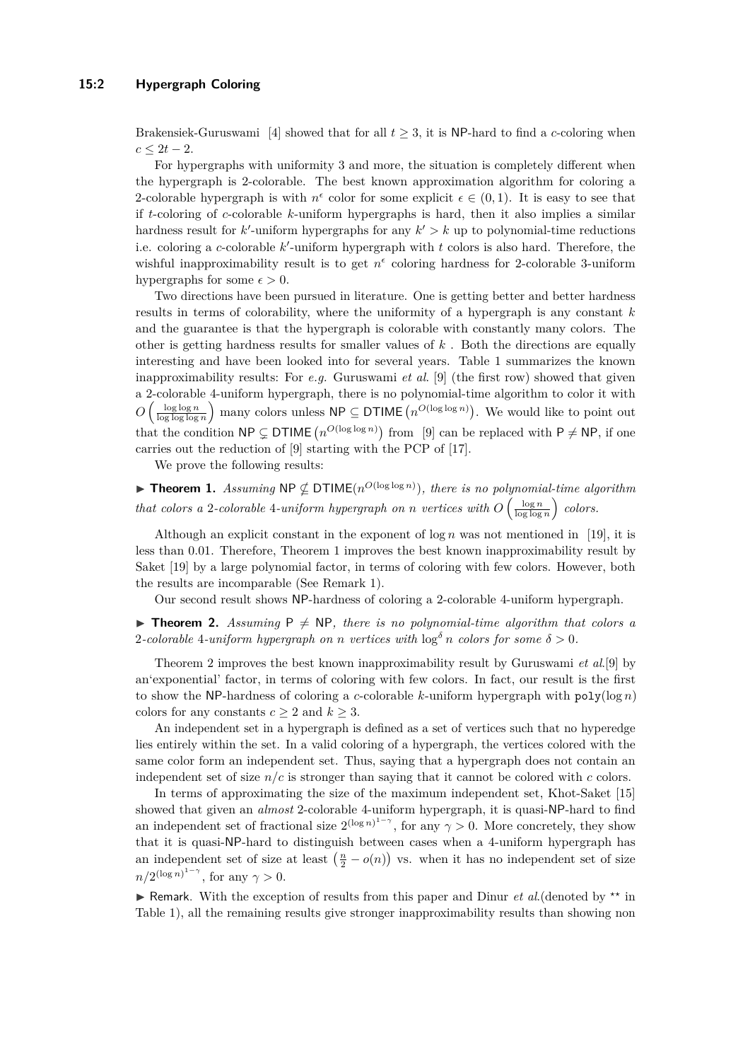Brakensiek-Guruswami [4] showed that for all $t \geq 3$, it is NP-hard to find a $c$-coloring when $c \leq 2t - 2$.

For hypergraphs with uniformity 3 and more, the situation is completely different when the hypergraph is 2-colorable. The best known approximation algorithm for coloring a 2-colorable hypergraph is with $n^\epsilon$ color for some explicit $\epsilon \in (0,1)$. It is easy to see that if $t$-coloring of $c$-colorable $k$-uniform hypergraphs is hard, then it also implies a similar hardness result for $k'$-uniform hypergraphs for any $k' > k$ up to polynomial-time reductions i.e. coloring a $c$-colorable $k'$-uniform hypergraph with $t$ colors is also hard. Therefore, the wishful inapproximability result is to get $n^\epsilon$ coloring hardness for 2-colorable 3-uniform hypergraphs for some $\epsilon > 0$.

Two directions have been pursued in literature. One is getting better and better hardness results in terms of colorability, where the uniformity of a hypergraph is any constant $k$ and the guarantee is that the hypergraph is colorable with constantly many colors. The other is getting hardness results for smaller values of $k$ . Both the directions are equally interesting and have been looked into for several years. Table 1 summarizes the known inapproximability results: For *e.g.* Guruswami *et al.* [9] (the first row) showed that given a 2-colorable 4-uniform hypergraph, there is no polynomial-time algorithm to color it with $O\left(\frac{\log\log n}{\log\log\log n}\right)$ many colors unless $\mathsf{NP} \subseteq \mathsf{DTIME}\left(n^{O(\log\log n)}\right)$. We would like to point out that the condition $\mathsf{NP} \subsetneq \mathsf{DTIME}\left(n^{O(\log\log n)}\right)$ from [9] can be replaced with $\mathsf{P} \neq \mathsf{NP}$, if one carries out the reduction of [9] starting with the PCP of [17].

We prove the following results:

▶ **Theorem 1.** *Assuming* $\mathsf{NP} \not\subseteq \mathsf{DTIME}(n^{O(\log\log n)})$*, there is no polynomial-time algorithm that colors a* 2*-colorable* 4*-uniform hypergraph on* $n$ *vertices with* $O\left(\frac{\log n}{\log\log n}\right)$ *colors.*

Although an explicit constant in the exponent of $\log n$ was not mentioned in [19], it is less than 0.01. Therefore, Theorem 1 improves the best known inapproximability result by Saket [19] by a large polynomial factor, in terms of coloring with few colors. However, both the results are incomparable (See Remark 1).

Our second result shows NP-hardness of coloring a 2-colorable 4-uniform hypergraph.

▶ **Theorem 2.** *Assuming* $\mathsf{P} \neq \mathsf{NP}$*, there is no polynomial-time algorithm that colors a* 2*-colorable* 4*-uniform hypergraph on* $n$ *vertices with* $\log^\delta n$ *colors for some* $\delta > 0$*.*

Theorem 2 improves the best known inapproximability result by Guruswami *et al.*[9] by an'exponential' factor, in terms of coloring with few colors. In fact, our result is the first to show the NP-hardness of coloring a $c$-colorable $k$-uniform hypergraph with $\texttt{poly}(\log n)$ colors for any constants $c \geq 2$ and $k \geq 3$.

An independent set in a hypergraph is defined as a set of vertices such that no hyperedge lies entirely within the set. In a valid coloring of a hypergraph, the vertices colored with the same color form an independent set. Thus, saying that a hypergraph does not contain an independent set of size $n/c$ is stronger than saying that it cannot be colored with $c$ colors.

In terms of approximating the size of the maximum independent set, Khot-Saket [15] showed that given an *almost* 2-colorable 4-uniform hypergraph, it is quasi-NP-hard to find an independent set of fractional size $2^{(\log n)^{1-\gamma}}$, for any $\gamma > 0$. More concretely, they show that it is quasi-NP-hard to distinguish between cases when a 4-uniform hypergraph has an independent set of size at least $\left(\frac{n}{2} - o(n)\right)$ vs. when it has no independent set of size $n/2^{(\log n)^{1-\gamma}}$, for any $\gamma > 0$.

▶ Remark. With the exception of results from this paper and Dinur *et al.*(denoted by $^{\star\star}$ in Table 1), all the remaining results give stronger inapproximability results than showing non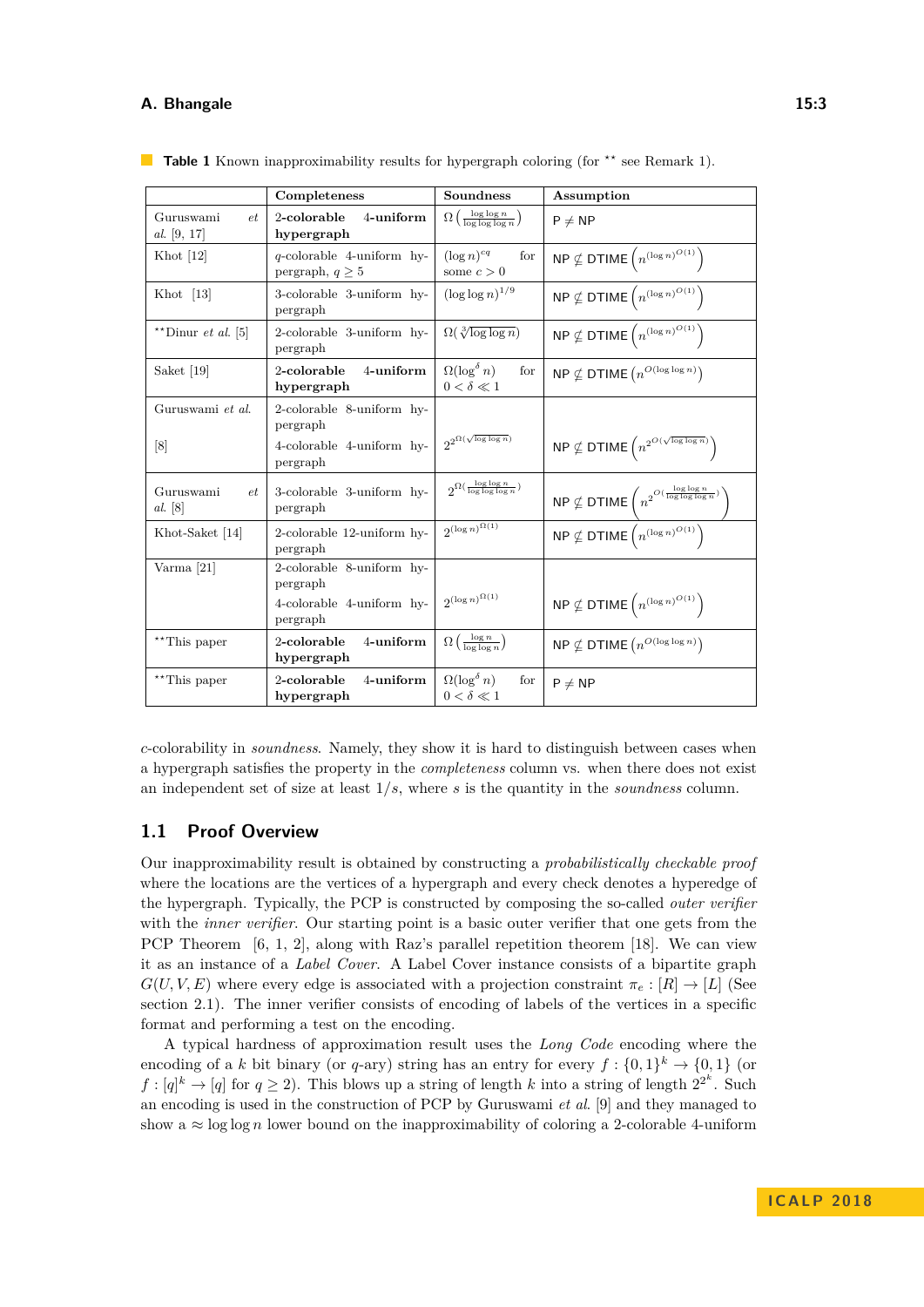**Table 1** Known inapproximability results for hypergraph coloring (for ** see Remark 1).

| | Completeness | Soundness | Assumption |
|---|---|---|---|
| Guruswami *et al.* [9, 17] | **2-colorable 4-uniform hypergraph** | $\Omega\left(\frac{\log\log n}{\log\log\log n}\right)$ | $\mathsf{P} \neq \mathsf{NP}$ |
| Khot [12] | $q$-colorable 4-uniform hypergraph, $q \geq 5$ | $(\log n)^{cq}$ for some $c > 0$ | $\mathsf{NP} \not\subseteq \mathsf{DTIME}\left(n^{(\log n)^{O(1)}}\right)$ |
| Khot [13] | 3-colorable 3-uniform hypergraph | $(\log\log n)^{1/9}$ | $\mathsf{NP} \not\subseteq \mathsf{DTIME}\left(n^{(\log n)^{O(1)}}\right)$ |
| **Dinur *et al.* [5] | 2-colorable 3-uniform hypergraph | $\Omega(\sqrt[3]{\log\log n})$ | $\mathsf{NP} \not\subseteq \mathsf{DTIME}\left(n^{(\log n)^{O(1)}}\right)$ |
| Saket [19] | **2-colorable 4-uniform hypergraph** | $\Omega(\log^{\delta} n)$ for $0 < \delta \ll 1$ | $\mathsf{NP} \not\subseteq \mathsf{DTIME}\left(n^{O(\log\log n)}\right)$ |
| Guruswami *et al.* [8] | 2-colorable 8-uniform hypergraph; 4-colorable 4-uniform hypergraph | $2^{2^{\Omega(\sqrt{\log\log n})}}$ | $\mathsf{NP} \not\subseteq \mathsf{DTIME}\left(n^{2^{O(\sqrt{\log\log n})}}\right)$ |
| Guruswami *et al.* [8] | 3-colorable 3-uniform hypergraph | $2^{\Omega\left(\frac{\log\log n}{\log\log\log n}\right)}$ | $\mathsf{NP} \not\subseteq \mathsf{DTIME}\left(n^{2^{O\left(\frac{\log\log n}{\log\log\log n}\right)}}\right)$ |
| Khot-Saket [14] | 2-colorable 12-uniform hypergraph | $2^{(\log n)^{\Omega(1)}}$ | $\mathsf{NP} \not\subseteq \mathsf{DTIME}\left(n^{(\log n)^{O(1)}}\right)$ |
| Varma [21] | 2-colorable 8-uniform hypergraph; 4-colorable 4-uniform hypergraph | $2^{(\log n)^{\Omega(1)}}$ | $\mathsf{NP} \not\subseteq \mathsf{DTIME}\left(n^{(\log n)^{O(1)}}\right)$ |
| **This paper | **2-colorable 4-uniform hypergraph** | $\Omega\left(\frac{\log n}{\log\log n}\right)$ | $\mathsf{NP} \not\subseteq \mathsf{DTIME}\left(n^{O(\log\log n)}\right)$ |
| **This paper | **2-colorable 4-uniform hypergraph** | $\Omega(\log^{\delta} n)$ for $0 < \delta \ll 1$ | $\mathsf{P} \neq \mathsf{NP}$ |

$c$-colorability in *soundness*. Namely, they show it is hard to distinguish between cases when a hypergraph satisfies the property in the *completeness* column vs. when there does not exist an independent set of size at least $1/s$, where $s$ is the quantity in the *soundness* column.

## 1.1 Proof Overview

Our inapproximability result is obtained by constructing a *probabilistically checkable proof* where the locations are the vertices of a hypergraph and every check denotes a hyperedge of the hypergraph. Typically, the PCP is constructed by composing the so-called *outer verifier* with the *inner verifier*. Our starting point is a basic outer verifier that one gets from the PCP Theorem [6, 1, 2], along with Raz's parallel repetition theorem [18]. We can view it as an instance of a *Label Cover*. A Label Cover instance consists of a bipartite graph $G(U, V, E)$ where every edge is associated with a projection constraint $\pi_e : [R] \to [L]$ (See section 2.1). The inner verifier consists of encoding of labels of the vertices in a specific format and performing a test on the encoding.

A typical hardness of approximation result uses the *Long Code* encoding where the encoding of a $k$ bit binary (or $q$-ary) string has an entry for every $f : \{0,1\}^k \to \{0,1\}$ (or $f : [q]^k \to [q]$ for $q \geq 2$). This blows up a string of length $k$ into a string of length $2^{2^k}$. Such an encoding is used in the construction of PCP by Guruswami *et al.* [9] and they managed to show a $\approx \log\log n$ lower bound on the inapproximability of coloring a 2-colorable 4-uniform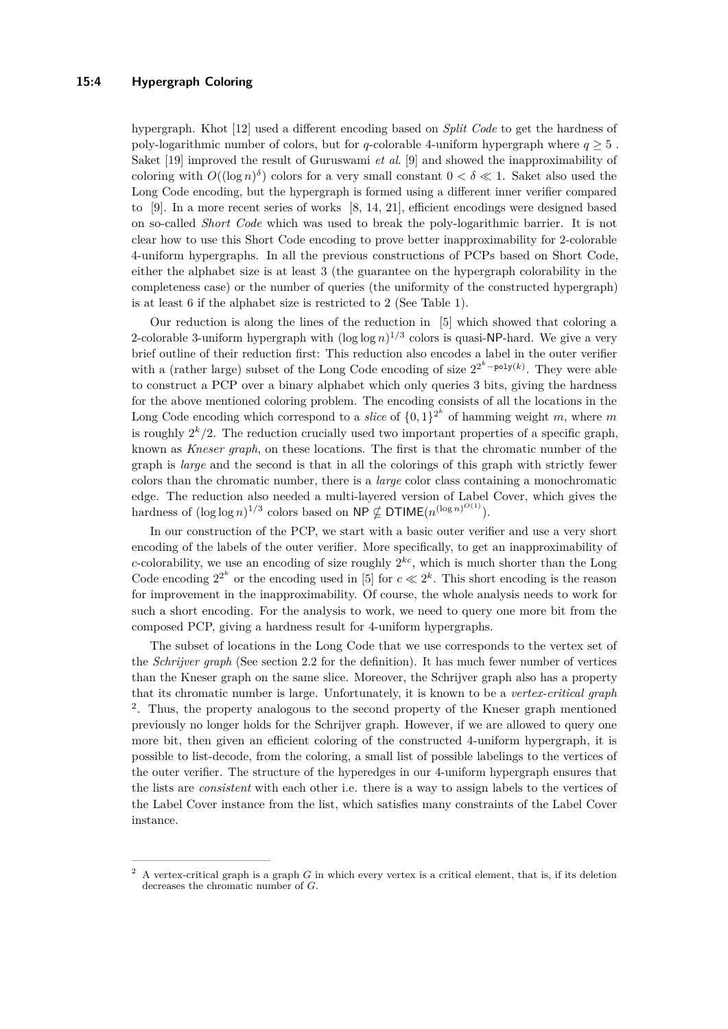hypergraph. Khot [12] used a different encoding based on *Split Code* to get the hardness of poly-logarithmic number of colors, but for $q$-colorable 4-uniform hypergraph where $q \geq 5$ . Saket [19] improved the result of Guruswami *et al.* [9] and showed the inapproximability of coloring with $O((\log n)^{\delta})$ colors for a very small constant $0 < \delta \ll 1$. Saket also used the Long Code encoding, but the hypergraph is formed using a different inner verifier compared to [9]. In a more recent series of works [8, 14, 21], efficient encodings were designed based on so-called *Short Code* which was used to break the poly-logarithmic barrier. It is not clear how to use this Short Code encoding to prove better inapproximability for 2-colorable 4-uniform hypergraphs. In all the previous constructions of PCPs based on Short Code, either the alphabet size is at least 3 (the guarantee on the hypergraph colorability in the completeness case) or the number of queries (the uniformity of the constructed hypergraph) is at least 6 if the alphabet size is restricted to 2 (See Table 1).

Our reduction is along the lines of the reduction in [5] which showed that coloring a 2-colorable 3-uniform hypergraph with $(\log\log n)^{1/3}$ colors is quasi-NP-hard. We give a very brief outline of their reduction first: This reduction also encodes a label in the outer verifier with a (rather large) subset of the Long Code encoding of size $2^{2^k - \texttt{poly}(k)}$. They were able to construct a PCP over a binary alphabet which only queries 3 bits, giving the hardness for the above mentioned coloring problem. The encoding consists of all the locations in the Long Code encoding which correspond to a *slice* of $\{0,1\}^{2^k}$ of hamming weight $m$, where $m$ is roughly $2^k/2$. The reduction crucially used two important properties of a specific graph, known as *Kneser graph*, on these locations. The first is that the chromatic number of the graph is *large* and the second is that in all the colorings of this graph with strictly fewer colors than the chromatic number, there is a *large* color class containing a monochromatic edge. The reduction also needed a multi-layered version of Label Cover, which gives the hardness of $(\log\log n)^{1/3}$ colors based on $\mathsf{NP} \nsubseteq \mathsf{DTIME}(n^{(\log n)^{O(1)}})$.

In our construction of the PCP, we start with a basic outer verifier and use a very short encoding of the labels of the outer verifier. More specifically, to get an inapproximability of $c$-colorability, we use an encoding of size roughly $2^{kc}$, which is much shorter than the Long Code encoding $2^{2^k}$ or the encoding used in [5] for $c \ll 2^k$. This short encoding is the reason for improvement in the inapproximability. Of course, the whole analysis needs to work for such a short encoding. For the analysis to work, we need to query one more bit from the composed PCP, giving a hardness result for 4-uniform hypergraphs.

The subset of locations in the Long Code that we use corresponds to the vertex set of the *Schrijver graph* (See section 2.2 for the definition). It has much fewer number of vertices than the Kneser graph on the same slice. Moreover, the Schrijver graph also has a property that its chromatic number is large. Unfortunately, it is known to be a *vertex-critical graph* [2]. Thus, the property analogous to the second property of the Kneser graph mentioned previously no longer holds for the Schrijver graph. However, if we are allowed to query one more bit, then given an efficient coloring of the constructed 4-uniform hypergraph, it is possible to list-decode, from the coloring, a small list of possible labelings to the vertices of the outer verifier. The structure of the hyperedges in our 4-uniform hypergraph ensures that the lists are *consistent* with each other i.e. there is a way to assign labels to the vertices of the Label Cover instance from the list, which satisfies many constraints of the Label Cover instance.

[2] A vertex-critical graph is a graph $G$ in which every vertex is a critical element, that is, if its deletion decreases the chromatic number of $G$.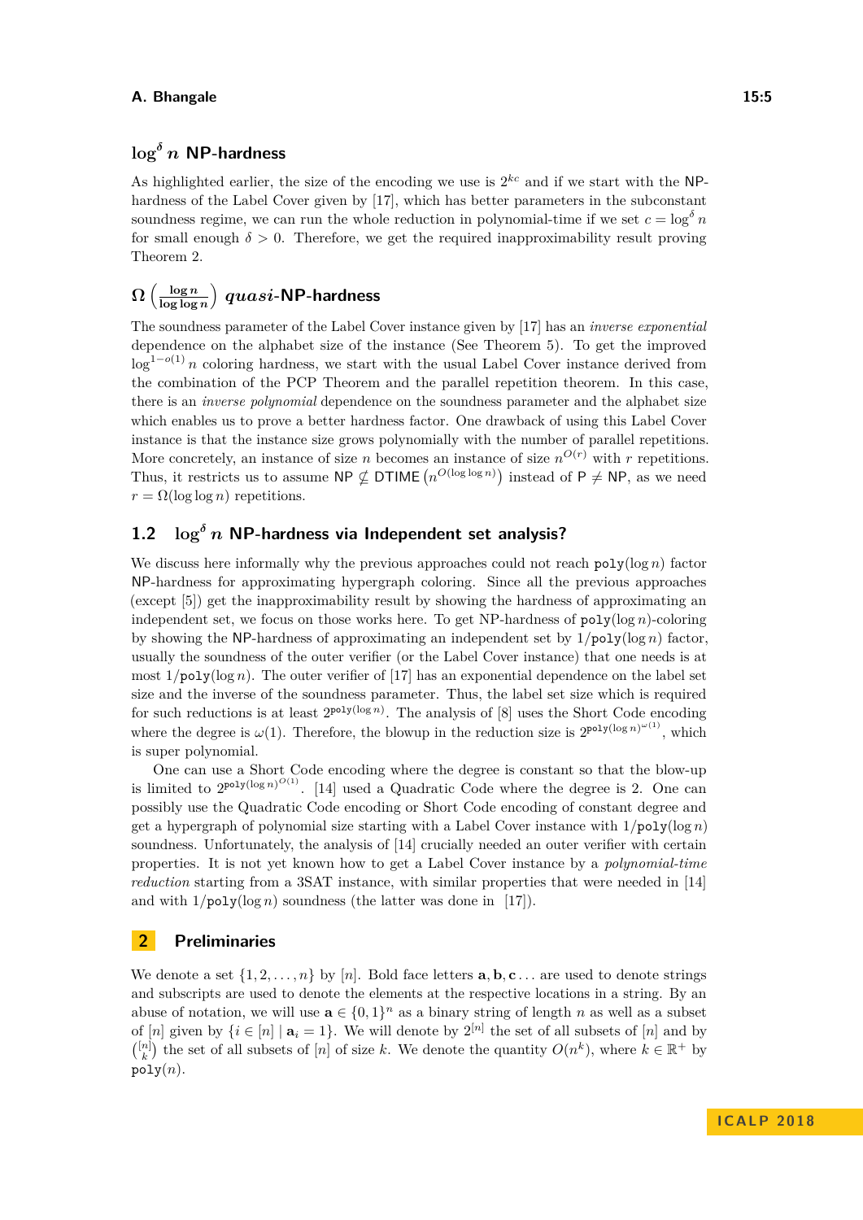### $\log^\delta n$ NP-hardness

As highlighted earlier, the size of the encoding we use is $2^{kc}$ and if we start with the NP-hardness of the Label Cover given by [17], which has better parameters in the subconstant soundness regime, we can run the whole reduction in polynomial-time if we set $c = \log^\delta n$ for small enough $\delta > 0$. Therefore, we get the required inapproximability result proving Theorem 2.

### $\Omega\left(\frac{\log n}{\log\log n}\right)$ *quasi*-NP-hardness

The soundness parameter of the Label Cover instance given by [17] has an *inverse exponential* dependence on the alphabet size of the instance (See Theorem 5). To get the improved $\log^{1-o(1)} n$ coloring hardness, we start with the usual Label Cover instance derived from the combination of the PCP Theorem and the parallel repetition theorem. In this case, there is an *inverse polynomial* dependence on the soundness parameter and the alphabet size which enables us to prove a better hardness factor. One drawback of using this Label Cover instance is that the instance size grows polynomially with the number of parallel repetitions. More concretely, an instance of size $n$ becomes an instance of size $n^{O(r)}$ with $r$ repetitions. Thus, it restricts us to assume $\mathsf{NP} \nsubseteq \mathsf{DTIME}\left(n^{O(\log\log n)}\right)$ instead of $\mathsf{P} \neq \mathsf{NP}$, as we need $r = \Omega(\log\log n)$ repetitions.

## 1.2 $\log^\delta n$ NP-hardness via Independent set analysis?

We discuss here informally why the previous approaches could not reach $\texttt{poly}(\log n)$ factor NP-hardness for approximating hypergraph coloring. Since all the previous approaches (except [5]) get the inapproximability result by showing the hardness of approximating an independent set, we focus on those works here. To get NP-hardness of $\texttt{poly}(\log n)$-coloring by showing the NP-hardness of approximating an independent set by $1/\texttt{poly}(\log n)$ factor, usually the soundness of the outer verifier (or the Label Cover instance) that one needs is at most $1/\texttt{poly}(\log n)$. The outer verifier of [17] has an exponential dependence on the label set size and the inverse of the soundness parameter. Thus, the label set size which is required for such reductions is at least $2^{\texttt{poly}(\log n)}$. The analysis of [8] uses the Short Code encoding where the degree is $\omega(1)$. Therefore, the blowup in the reduction size is $2^{\texttt{poly}(\log n)^{\omega(1)}}$, which is super polynomial.

One can use a Short Code encoding where the degree is constant so that the blow-up is limited to $2^{\texttt{poly}(\log n)^{O(1)}}$. [14] used a Quadratic Code where the degree is 2. One can possibly use the Quadratic Code encoding or Short Code encoding of constant degree and get a hypergraph of polynomial size starting with a Label Cover instance with $1/\texttt{poly}(\log n)$ soundness. Unfortunately, the analysis of [14] crucially needed an outer verifier with certain properties. It is not yet known how to get a Label Cover instance by a *polynomial-time reduction* starting from a 3SAT instance, with similar properties that were needed in [14] and with $1/\texttt{poly}(\log n)$ soundness (the latter was done in [17]).

## 2 Preliminaries

We denote a set $\{1, 2, \ldots, n\}$ by $[n]$. Bold face letters $\mathbf{a}, \mathbf{b}, \mathbf{c}\ldots$ are used to denote strings and subscripts are used to denote the elements at the respective locations in a string. By an abuse of notation, we will use $\mathbf{a} \in \{0,1\}^n$ as a binary string of length $n$ as well as a subset of $[n]$ given by $\{i \in [n] \mid \mathbf{a}_i = 1\}$. We will denote by $2^{[n]}$ the set of all subsets of $[n]$ and by $\binom{[n]}{k}$ the set of all subsets of $[n]$ of size $k$. We denote the quantity $O(n^k)$, where $k \in \mathbb{R}^+$ by $\texttt{poly}(n)$.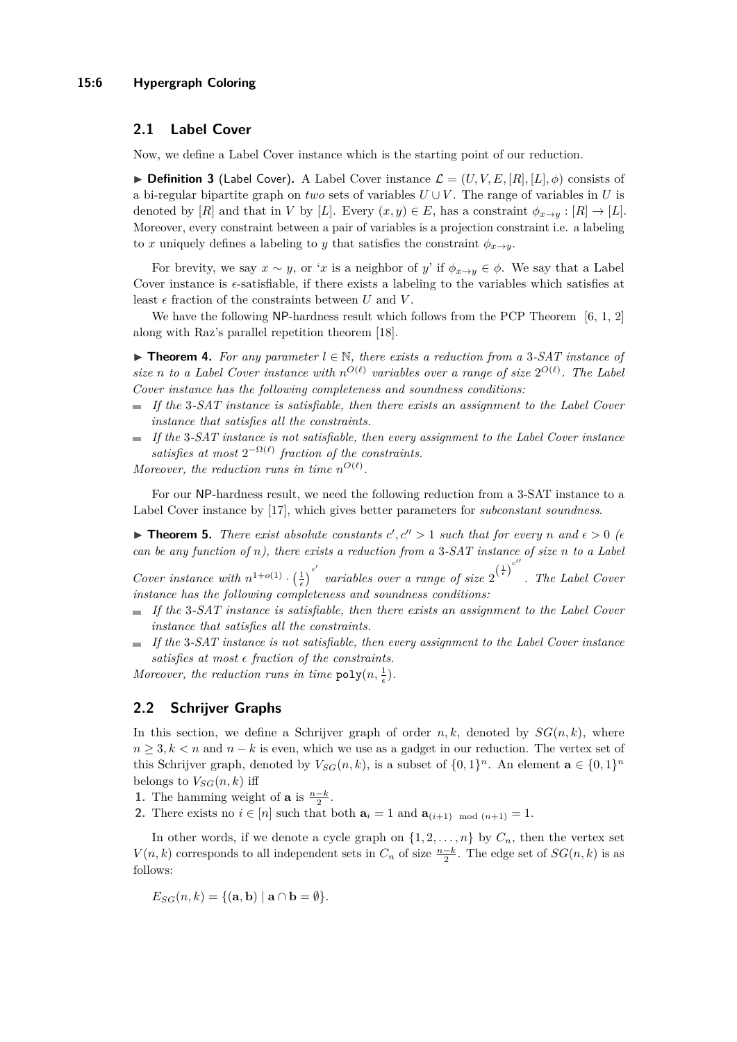## 2.1 Label Cover

Now, we define a Label Cover instance which is the starting point of our reduction.

▶ **Definition 3** (Label Cover). A Label Cover instance $\mathcal{L} = (U, V, E, [R], [L], \phi)$ consists of a bi-regular bipartite graph on *two* sets of variables $U \cup V$. The range of variables in $U$ is denoted by $[R]$ and that in $V$ by $[L]$. Every $(x, y) \in E$, has a constraint $\phi_{x \to y} : [R] \to [L]$. Moreover, every constraint between a pair of variables is a projection constraint i.e. a labeling to $x$ uniquely defines a labeling to $y$ that satisfies the constraint $\phi_{x \to y}$.

For brevity, we say $x \sim y$, or '$x$ is a neighbor of $y$' if $\phi_{x \to y} \in \phi$. We say that a Label Cover instance is $\epsilon$-satisfiable, if there exists a labeling to the variables which satisfies at least $\epsilon$ fraction of the constraints between $U$ and $V$.

We have the following NP-hardness result which follows from the PCP Theorem [6, 1, 2] along with Raz's parallel repetition theorem [18].

▶ **Theorem 4.** *For any parameter $l \in \mathbb{N}$, there exists a reduction from a 3-SAT instance of size $n$ to a Label Cover instance with $n^{O(\ell)}$ variables over a range of size $2^{O(\ell)}$. The Label Cover instance has the following completeness and soundness conditions:*

- *If the 3-SAT instance is satisfiable, then there exists an assignment to the Label Cover instance that satisfies all the constraints.*
- *If the 3-SAT instance is not satisfiable, then every assignment to the Label Cover instance satisfies at most $2^{-\Omega(\ell)}$ fraction of the constraints.*

*Moreover, the reduction runs in time $n^{O(\ell)}$.*

For our NP-hardness result, we need the following reduction from a 3-SAT instance to a Label Cover instance by [17], which gives better parameters for *subconstant soundness*.

▶ **Theorem 5.** *There exist absolute constants $c', c'' > 1$ such that for every $n$ and $\epsilon > 0$ ($\epsilon$ can be any function of $n$), there exists a reduction from a 3-SAT instance of size $n$ to a Label Cover instance with $n^{1+o(1)} \cdot \left(\frac{1}{\epsilon}\right)^{c'}$ variables over a range of size $2^{\left(\frac{1}{\epsilon}\right)^{c''}}$. The Label Cover instance has the following completeness and soundness conditions:*

- *If the 3-SAT instance is satisfiable, then there exists an assignment to the Label Cover instance that satisfies all the constraints.*
- *If the 3-SAT instance is not satisfiable, then every assignment to the Label Cover instance satisfies at most $\epsilon$ fraction of the constraints.*

*Moreover, the reduction runs in time $\texttt{poly}(n, \frac{1}{\epsilon})$.*

## 2.2 Schrijver Graphs

In this section, we define a Schrijver graph of order $n, k$, denoted by $SG(n, k)$, where $n \geq 3, k < n$ and $n - k$ is even, which we use as a gadget in our reduction. The vertex set of this Schrijver graph, denoted by $V_{SG}(n, k)$, is a subset of $\{0, 1\}^n$. An element $\mathbf{a} \in \{0, 1\}^n$ belongs to $V_{SG}(n, k)$ iff

1. The hamming weight of $\mathbf{a}$ is $\frac{n-k}{2}$.
2. There exists no $i \in [n]$ such that both $\mathbf{a}_i = 1$ and $\mathbf{a}_{(i+1) \mod (n+1)} = 1$.

In other words, if we denote a cycle graph on $\{1, 2, \ldots, n\}$ by $C_n$, then the vertex set $V(n, k)$ corresponds to all independent sets in $C_n$ of size $\frac{n-k}{2}$. The edge set of $SG(n, k)$ is as follows:

$$E_{SG}(n, k) = \{(\mathbf{a}, \mathbf{b}) \mid \mathbf{a} \cap \mathbf{b} = \emptyset\}.$$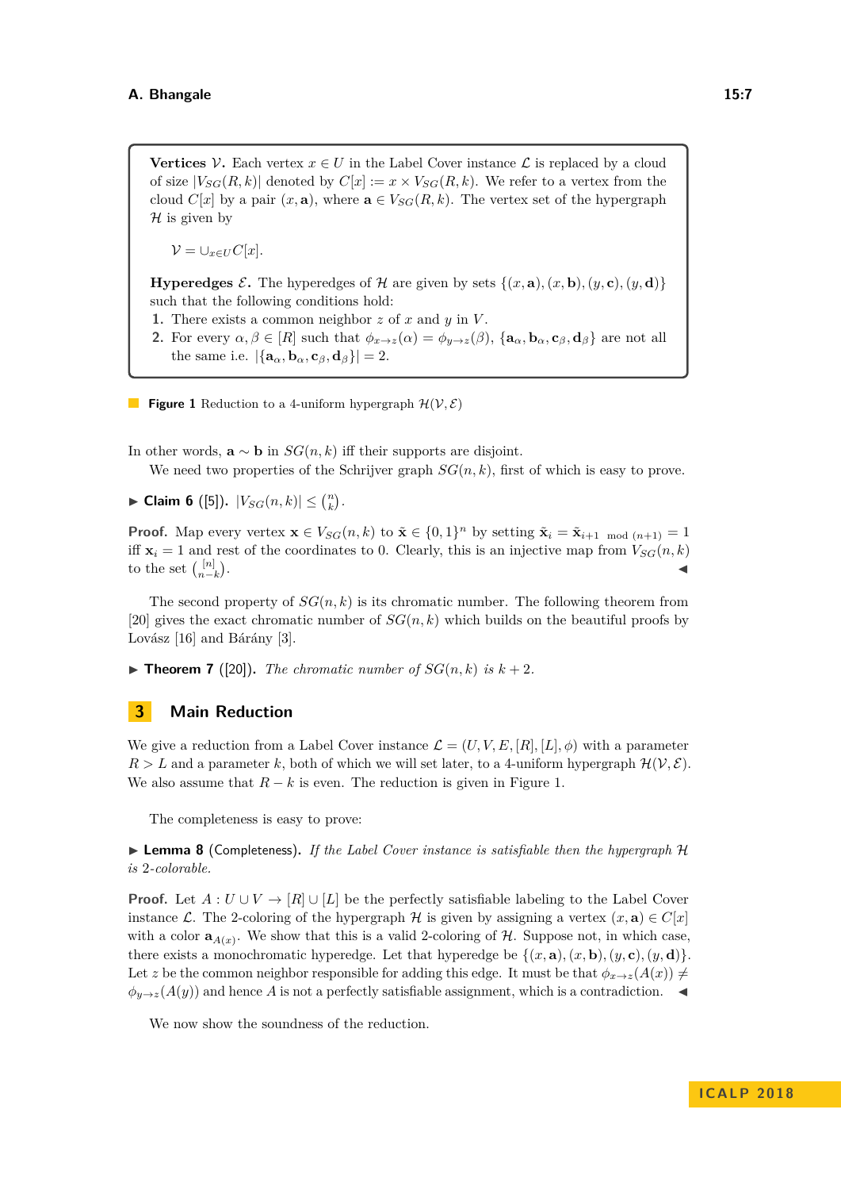**Vertices $\mathcal{V}$.** Each vertex $x \in U$ in the Label Cover instance $\mathcal{L}$ is replaced by a cloud of size $|V_{SG}(R,k)|$ denoted by $C[x] := x \times V_{SG}(R,k)$. We refer to a vertex from the cloud $C[x]$ by a pair $(x, \mathbf{a})$, where $\mathbf{a} \in V_{SG}(R,k)$. The vertex set of the hypergraph $\mathcal{H}$ is given by

$$\mathcal{V} = \cup_{x \in U} C[x].$$

**Hyperedges $\mathcal{E}$.** The hyperedges of $\mathcal{H}$ are given by sets $\{(x,\mathbf{a}),(x,\mathbf{b}),(y,\mathbf{c}),(y,\mathbf{d})\}$ such that the following conditions hold:

1. There exists a common neighbor $z$ of $x$ and $y$ in $V$.
2. For every $\alpha, \beta \in [R]$ such that $\phi_{x\to z}(\alpha) = \phi_{y \to z}(\beta)$, $\{\mathbf{a}_\alpha, \mathbf{b}_\alpha, \mathbf{c}_\beta, \mathbf{d}_\beta\}$ are not all the same i.e. $|\{\mathbf{a}_\alpha, \mathbf{b}_\alpha, \mathbf{c}_\beta, \mathbf{d}_\beta\}| = 2$.

**Figure 1** Reduction to a 4-uniform hypergraph $\mathcal{H}(\mathcal{V}, \mathcal{E})$

In other words, $\mathbf{a} \sim \mathbf{b}$ in $SG(n,k)$ iff their supports are disjoint.

We need two properties of the Schrijver graph $SG(n,k)$, first of which is easy to prove.

▶ **Claim 6** ([5]). $|V_{SG}(n,k)| \leq \binom{n}{k}$.

**Proof.** Map every vertex $\mathbf{x} \in V_{SG}(n,k)$ to $\tilde{\mathbf{x}} \in \{0,1\}^n$ by setting $\tilde{\mathbf{x}}_i = \tilde{\mathbf{x}}_{i+1 \mod (n+1)} = 1$ iff $\mathbf{x}_i = 1$ and rest of the coordinates to 0. Clearly, this is an injective map from $V_{SG}(n,k)$ to the set $\binom{[n]}{n-k}$. ◀

The second property of $SG(n,k)$ is its chromatic number. The following theorem from [20] gives the exact chromatic number of $SG(n,k)$ which builds on the beautiful proofs by Lovász [16] and Bárány [3].

▶ **Theorem 7** ([20]). *The chromatic number of $SG(n,k)$ is $k+2$.*

## 3 Main Reduction

We give a reduction from a Label Cover instance $\mathcal{L} = (U, V, E, [R], [L], \phi)$ with a parameter $R > L$ and a parameter $k$, both of which we will set later, to a 4-uniform hypergraph $\mathcal{H}(\mathcal{V}, \mathcal{E})$. We also assume that $R - k$ is even. The reduction is given in Figure 1.

The completeness is easy to prove:

▶ **Lemma 8** (Completeness). *If the Label Cover instance is satisfiable then the hypergraph $\mathcal{H}$ is 2-colorable.*

**Proof.** Let $A : U \cup V \to [R] \cup [L]$ be the perfectly satisfiable labeling to the Label Cover instance $\mathcal{L}$. The 2-coloring of the hypergraph $\mathcal{H}$ is given by assigning a vertex $(x, \mathbf{a}) \in C[x]$ with a color $\mathbf{a}_{A(x)}$. We show that this is a valid 2-coloring of $\mathcal{H}$. Suppose not, in which case, there exists a monochromatic hyperedge. Let that hyperedge be $\{(x,\mathbf{a}),(x,\mathbf{b}),(y,\mathbf{c}),(y,\mathbf{d})\}$. Let $z$ be the common neighbor responsible for adding this edge. It must be that $\phi_{x\to z}(A(x)) \neq \phi_{y\to z}(A(y))$ and hence $A$ is not a perfectly satisfiable assignment, which is a contradiction. ◀

We now show the soundness of the reduction.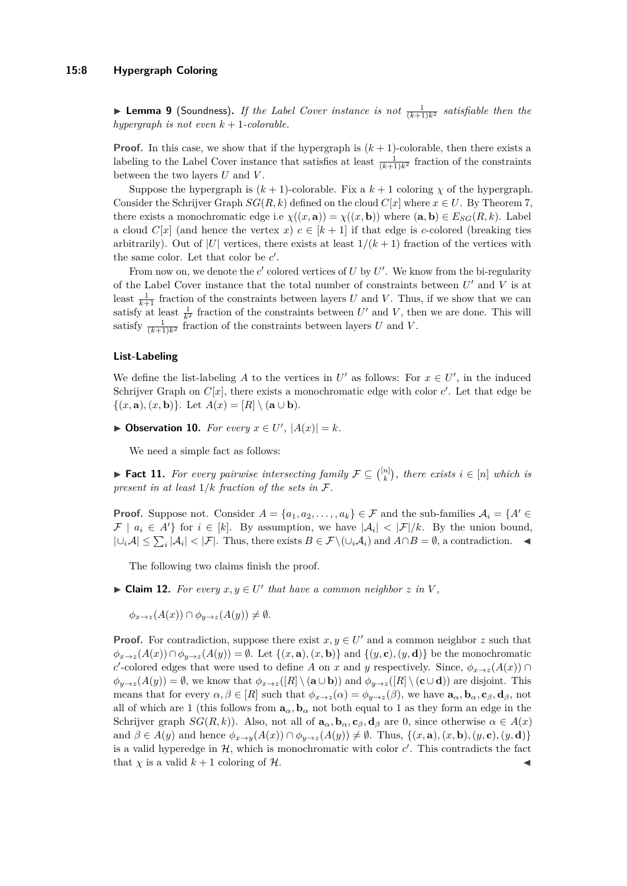▶ **Lemma 9** (Soundness)**.** *If the Label Cover instance is not $\frac{1}{(k+1)k^2}$ satisfiable then the hypergraph is not even $k+1$-colorable.*

**Proof.** In this case, we show that if the hypergraph is $(k+1)$-colorable, then there exists a labeling to the Label Cover instance that satisfies at least $\frac{1}{(k+1)k^2}$ fraction of the constraints between the two layers $U$ and $V$.

Suppose the hypergraph is $(k+1)$-colorable. Fix a $k+1$ coloring $\chi$ of the hypergraph. Consider the Schrijver Graph $SG(R,k)$ defined on the cloud $C[x]$ where $x \in U$. By Theorem 7, there exists a monochromatic edge i.e $\chi((x,\mathbf{a})) = \chi((x,\mathbf{b}))$ where $(\mathbf{a},\mathbf{b}) \in E_{SG}(R,k)$. Label a cloud $C[x]$ (and hence the vertex $x$) $c \in [k+1]$ if that edge is $c$-colored (breaking ties arbitrarily). Out of $|U|$ vertices, there exists at least $1/(k+1)$ fraction of the vertices with the same color. Let that color be $c'$.

From now on, we denote the $c'$ colored vertices of $U$ by $U'$. We know from the bi-regularity of the Label Cover instance that the total number of constraints between $U'$ and $V$ is at least $\frac{1}{k+1}$ fraction of the constraints between layers $U$ and $V$. Thus, if we show that we can satisfy at least $\frac{1}{k^2}$ fraction of the constraints between $U'$ and $V$, then we are done. This will satisfy $\frac{1}{(k+1)k^2}$ fraction of the constraints between layers $U$ and $V$.

### List-Labeling

We define the list-labeling $A$ to the vertices in $U'$ as follows: For $x \in U'$, in the induced Schrijver Graph on $C[x]$, there exists a monochromatic edge with color $c'$. Let that edge be $\{(x,\mathbf{a}),(x,\mathbf{b})\}$. Let $A(x) = [R] \setminus (\mathbf{a} \cup \mathbf{b})$.

▶ **Observation 10.** *For every $x \in U'$, $|A(x)| = k$.*

We need a simple fact as follows:

▶ **Fact 11.** *For every pairwise intersecting family $\mathcal{F} \subseteq \binom{[n]}{k}$, there exists $i \in [n]$ which is present in at least $1/k$ fraction of the sets in $\mathcal{F}$.*

**Proof.** Suppose not. Consider $A = \{a_1, a_2, \ldots, a_k\} \in \mathcal{F}$ and the sub-families $\mathcal{A}_i = \{A' \in \mathcal{F} \mid a_i \in A'\}$ for $i \in [k]$. By assumption, we have $|\mathcal{A}_i| < |\mathcal{F}|/k$. By the union bound, $|\cup_i \mathcal{A}| \leq \sum_i |\mathcal{A}_i| < |\mathcal{F}|$. Thus, there exists $B \in \mathcal{F} \setminus (\cup_i \mathcal{A}_i)$ and $A \cap B = \emptyset$, a contradiction. ◀

The following two claims finish the proof.

▶ **Claim 12.** *For every $x, y \in U'$ that have a common neighbor $z$ in $V$,*

$$\phi_{x\to z}(A(x)) \cap \phi_{y\to z}(A(y)) \neq \emptyset.$$

**Proof.** For contradiction, suppose there exist $x, y \in U'$ and a common neighbor $z$ such that $\phi_{x\to z}(A(x)) \cap \phi_{y\to z}(A(y)) = \emptyset$. Let $\{(x,\mathbf{a}),(x,\mathbf{b})\}$ and $\{(y,\mathbf{c}),(y,\mathbf{d})\}$ be the monochromatic $c'$-colored edges that were used to define $A$ on $x$ and $y$ respectively. Since, $\phi_{x\to z}(A(x)) \cap \phi_{y\to z}(A(y)) = \emptyset$, we know that $\phi_{x\to z}([R] \setminus (\mathbf{a} \cup \mathbf{b}))$ and $\phi_{y\to z}([R] \setminus (\mathbf{c} \cup \mathbf{d}))$ are disjoint. This means that for every $\alpha, \beta \in [R]$ such that $\phi_{x\to z}(\alpha) = \phi_{y\to z}(\beta)$, we have $\mathbf{a}_\alpha, \mathbf{b}_\alpha, \mathbf{c}_\beta, \mathbf{d}_\beta$, not all of which are 1 (this follows from $\mathbf{a}_\alpha, \mathbf{b}_\alpha$ not both equal to 1 as they form an edge in the Schrijver graph $SG(R,k)$). Also, not all of $\mathbf{a}_\alpha, \mathbf{b}_\alpha, \mathbf{c}_\beta, \mathbf{d}_\beta$ are 0, since otherwise $\alpha \in A(x)$ and $\beta \in A(y)$ and hence $\phi_{x\to y}(A(x)) \cap \phi_{y\to z}(A(y)) \neq \emptyset$. Thus, $\{(x,\mathbf{a}),(x,\mathbf{b}),(y,\mathbf{c}),(y,\mathbf{d})\}$ is a valid hyperedge in $\mathcal{H}$, which is monochromatic with color $c'$. This contradicts the fact that $\chi$ is a valid $k+1$ coloring of $\mathcal{H}$. ◀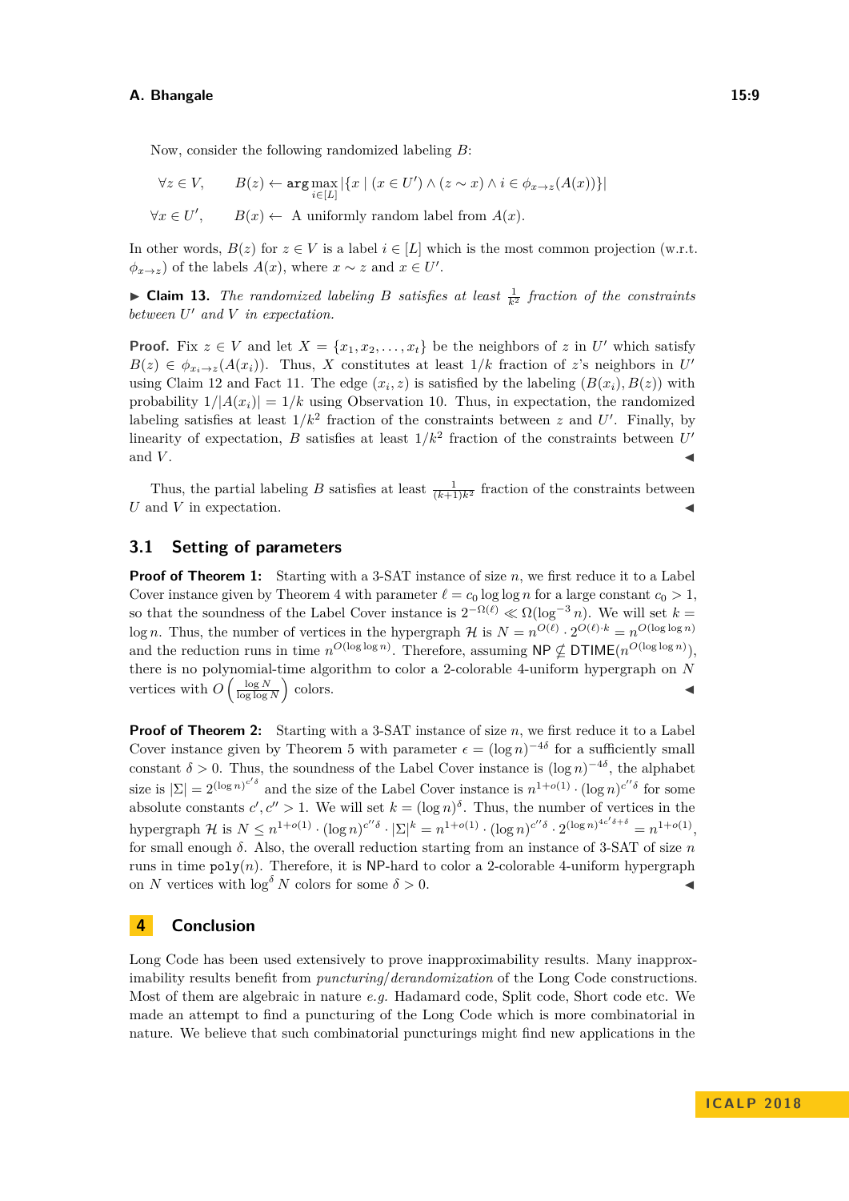Now, consider the following randomized labeling $B$:

$$\forall z \in V, \qquad B(z) \leftarrow \arg\max_{i \in [L]} |\{x \mid (x \in U') \wedge (z \sim x) \wedge i \in \phi_{x \to z}(A(x))\}|$$

$$\forall x \in U', \qquad B(x) \leftarrow \text{ A uniformly random label from } A(x).$$

In other words, $B(z)$ for $z \in V$ is a label $i \in [L]$ which is the most common projection (w.r.t. $\phi_{x \to z}$) of the labels $A(x)$, where $x \sim z$ and $x \in U'$.

▶ **Claim 13.** *The randomized labeling $B$ satisfies at least $\frac{1}{k^2}$ fraction of the constraints between $U'$ and $V$ in expectation.*

**Proof.** Fix $z \in V$ and let $X = \{x_1, x_2, \ldots, x_t\}$ be the neighbors of $z$ in $U'$ which satisfy $B(z) \in \phi_{x_i \to z}(A(x_i))$. Thus, $X$ constitutes at least $1/k$ fraction of $z$'s neighbors in $U'$ using Claim 12 and Fact 11. The edge $(x_i, z)$ is satisfied by the labeling $(B(x_i), B(z))$ with probability $1/|A(x_i)| = 1/k$ using Observation 10. Thus, in expectation, the randomized labeling satisfies at least $1/k^2$ fraction of the constraints between $z$ and $U'$. Finally, by linearity of expectation, $B$ satisfies at least $1/k^2$ fraction of the constraints between $U'$ and $V$. ◀

Thus, the partial labeling $B$ satisfies at least $\frac{1}{(k+1)k^2}$ fraction of the constraints between $U$ and $V$ in expectation. ◀

## 3.1 Setting of parameters

**Proof of Theorem 1:** Starting with a 3-SAT instance of size $n$, we first reduce it to a Label Cover instance given by Theorem 4 with parameter $\ell = c_0 \log\log n$ for a large constant $c_0 > 1$, so that the soundness of the Label Cover instance is $2^{-\Omega(\ell)} \ll \Omega(\log^{-3} n)$. We will set $k = \log n$. Thus, the number of vertices in the hypergraph $\mathcal{H}$ is $N = n^{O(\ell)} \cdot 2^{O(\ell) \cdot k} = n^{O(\log\log n)}$ and the reduction runs in time $n^{O(\log\log n)}$. Therefore, assuming $\mathsf{NP} \not\subseteq \mathsf{DTIME}(n^{O(\log\log n)})$, there is no polynomial-time algorithm to color a 2-colorable 4-uniform hypergraph on $N$ vertices with $O\left(\frac{\log N}{\log\log N}\right)$ colors. ◀

**Proof of Theorem 2:** Starting with a 3-SAT instance of size $n$, we first reduce it to a Label Cover instance given by Theorem 5 with parameter $\epsilon = (\log n)^{-4\delta}$ for a sufficiently small constant $\delta > 0$. Thus, the soundness of the Label Cover instance is $(\log n)^{-4\delta}$, the alphabet size is $|\Sigma| = 2^{(\log n)^{c'\delta}}$ and the size of the Label Cover instance is $n^{1+o(1)} \cdot (\log n)^{c''\delta}$ for some absolute constants $c', c'' > 1$. We will set $k = (\log n)^{\delta}$. Thus, the number of vertices in the hypergraph $\mathcal{H}$ is $N \le n^{1+o(1)} \cdot (\log n)^{c''\delta} \cdot |\Sigma|^k = n^{1+o(1)} \cdot (\log n)^{c''\delta} \cdot 2^{(\log n)^{4c'\delta+\delta}} = n^{1+o(1)}$, for small enough $\delta$. Also, the overall reduction starting from an instance of 3-SAT of size $n$ runs in time $\texttt{poly}(n)$. Therefore, it is $\mathsf{NP}$-hard to color a 2-colorable 4-uniform hypergraph on $N$ vertices with $\log^{\delta} N$ colors for some $\delta > 0$. ◀

# 4 Conclusion

Long Code has been used extensively to prove inapproximability results. Many inapproximability results benefit from *puncturing/derandomization* of the Long Code constructions. Most of them are algebraic in nature *e.g.* Hadamard code, Split code, Short code etc. We made an attempt to find a puncturing of the Long Code which is more combinatorial in nature. We believe that such combinatorial puncturings might find new applications in the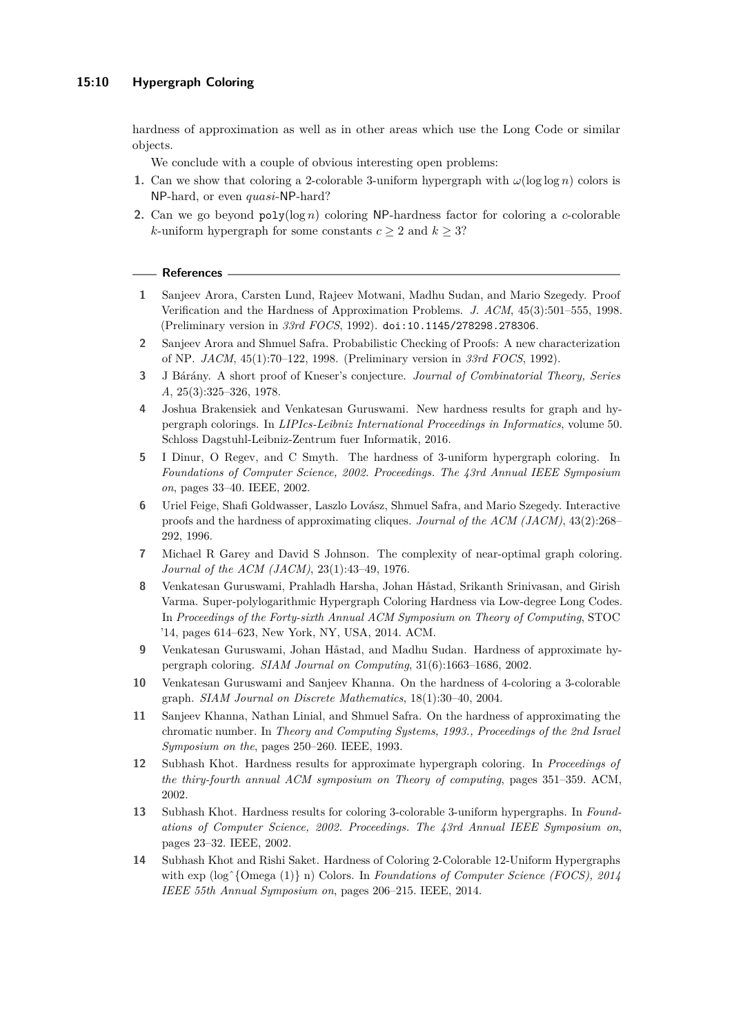hardness of approximation as well as in other areas which use the Long Code or similar objects.

We conclude with a couple of obvious interesting open problems:

1. Can we show that coloring a 2-colorable 3-uniform hypergraph with $\omega(\log \log n)$ colors is NP-hard, or even *quasi*-NP-hard?
2. Can we go beyond $\mathtt{poly}(\log n)$ coloring NP-hardness factor for coloring a $c$-colorable $k$-uniform hypergraph for some constants $c \geq 2$ and $k \geq 3$?

## References

1. Sanjeev Arora, Carsten Lund, Rajeev Motwani, Madhu Sudan, and Mario Szegedy. Proof Verification and the Hardness of Approximation Problems. *J. ACM*, 45(3):501–555, 1998. (Preliminary version in *33rd FOCS*, 1992). doi:10.1145/278298.278306.
2. Sanjeev Arora and Shmuel Safra. Probabilistic Checking of Proofs: A new characterization of NP. *JACM*, 45(1):70–122, 1998. (Preliminary version in *33rd FOCS*, 1992).
3. J Bárány. A short proof of Kneser's conjecture. *Journal of Combinatorial Theory, Series A*, 25(3):325–326, 1978.
4. Joshua Brakensiek and Venkatesan Guruswami. New hardness results for graph and hypergraph colorings. In *LIPIcs-Leibniz International Proceedings in Informatics*, volume 50. Schloss Dagstuhl-Leibniz-Zentrum fuer Informatik, 2016.
5. I Dinur, O Regev, and C Smyth. The hardness of 3-uniform hypergraph coloring. In *Foundations of Computer Science, 2002. Proceedings. The 43rd Annual IEEE Symposium on*, pages 33–40. IEEE, 2002.
6. Uriel Feige, Shafi Goldwasser, Laszlo Lovász, Shmuel Safra, and Mario Szegedy. Interactive proofs and the hardness of approximating cliques. *Journal of the ACM (JACM)*, 43(2):268–292, 1996.
7. Michael R Garey and David S Johnson. The complexity of near-optimal graph coloring. *Journal of the ACM (JACM)*, 23(1):43–49, 1976.
8. Venkatesan Guruswami, Prahladh Harsha, Johan Håstad, Srikanth Srinivasan, and Girish Varma. Super-polylogarithmic Hypergraph Coloring Hardness via Low-degree Long Codes. In *Proceedings of the Forty-sixth Annual ACM Symposium on Theory of Computing*, STOC '14, pages 614–623, New York, NY, USA, 2014. ACM.
9. Venkatesan Guruswami, Johan Håstad, and Madhu Sudan. Hardness of approximate hypergraph coloring. *SIAM Journal on Computing*, 31(6):1663–1686, 2002.
10. Venkatesan Guruswami and Sanjeev Khanna. On the hardness of 4-coloring a 3-colorable graph. *SIAM Journal on Discrete Mathematics*, 18(1):30–40, 2004.
11. Sanjeev Khanna, Nathan Linial, and Shmuel Safra. On the hardness of approximating the chromatic number. In *Theory and Computing Systems, 1993., Proceedings of the 2nd Israel Symposium on the*, pages 250–260. IEEE, 1993.
12. Subhash Khot. Hardness results for approximate hypergraph coloring. In *Proceedings of the thiry-fourth annual ACM symposium on Theory of computing*, pages 351–359. ACM, 2002.
13. Subhash Khot. Hardness results for coloring 3-colorable 3-uniform hypergraphs. In *Foundations of Computer Science, 2002. Proceedings. The 43rd Annual IEEE Symposium on*, pages 23–32. IEEE, 2002.
14. Subhash Khot and Rishi Saket. Hardness of Coloring 2-Colorable 12-Uniform Hypergraphs with exp (log^{Omega (1)} n) Colors. In *Foundations of Computer Science (FOCS), 2014 IEEE 55th Annual Symposium on*, pages 206–215. IEEE, 2014.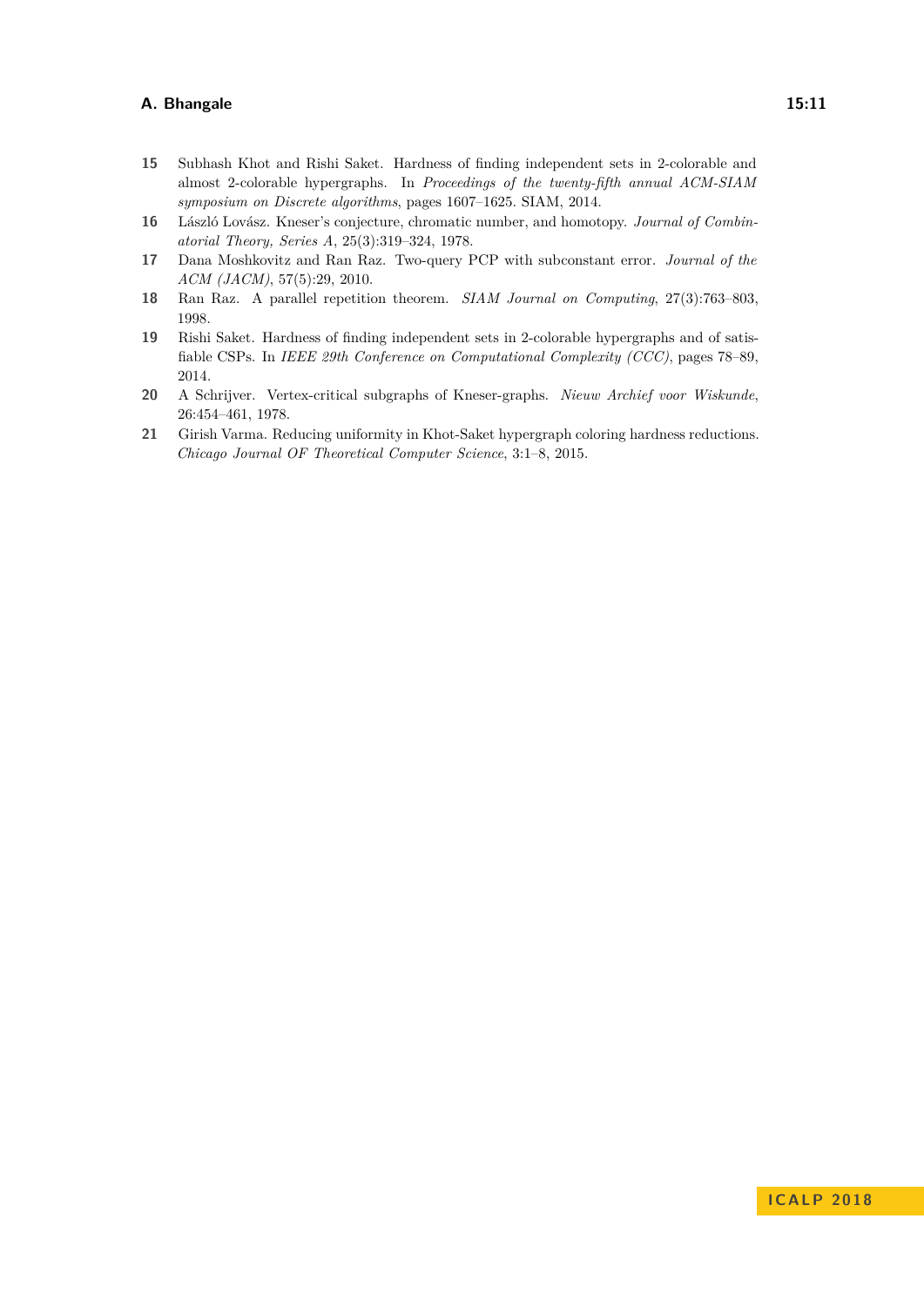15 Subhash Khot and Rishi Saket. Hardness of finding independent sets in 2-colorable and almost 2-colorable hypergraphs. In *Proceedings of the twenty-fifth annual ACM-SIAM symposium on Discrete algorithms*, pages 1607–1625. SIAM, 2014.

16 László Lovász. Kneser's conjecture, chromatic number, and homotopy. *Journal of Combinatorial Theory, Series A*, 25(3):319–324, 1978.

17 Dana Moshkovitz and Ran Raz. Two-query PCP with subconstant error. *Journal of the ACM (JACM)*, 57(5):29, 2010.

18 Ran Raz. A parallel repetition theorem. *SIAM Journal on Computing*, 27(3):763–803, 1998.

19 Rishi Saket. Hardness of finding independent sets in 2-colorable hypergraphs and of satisfiable CSPs. In *IEEE 29th Conference on Computational Complexity (CCC)*, pages 78–89, 2014.

20 A Schrijver. Vertex-critical subgraphs of Kneser-graphs. *Nieuw Archief voor Wiskunde*, 26:454–461, 1978.

21 Girish Varma. Reducing uniformity in Khot-Saket hypergraph coloring hardness reductions. *Chicago Journal OF Theoretical Computer Science*, 3:1–8, 2015.